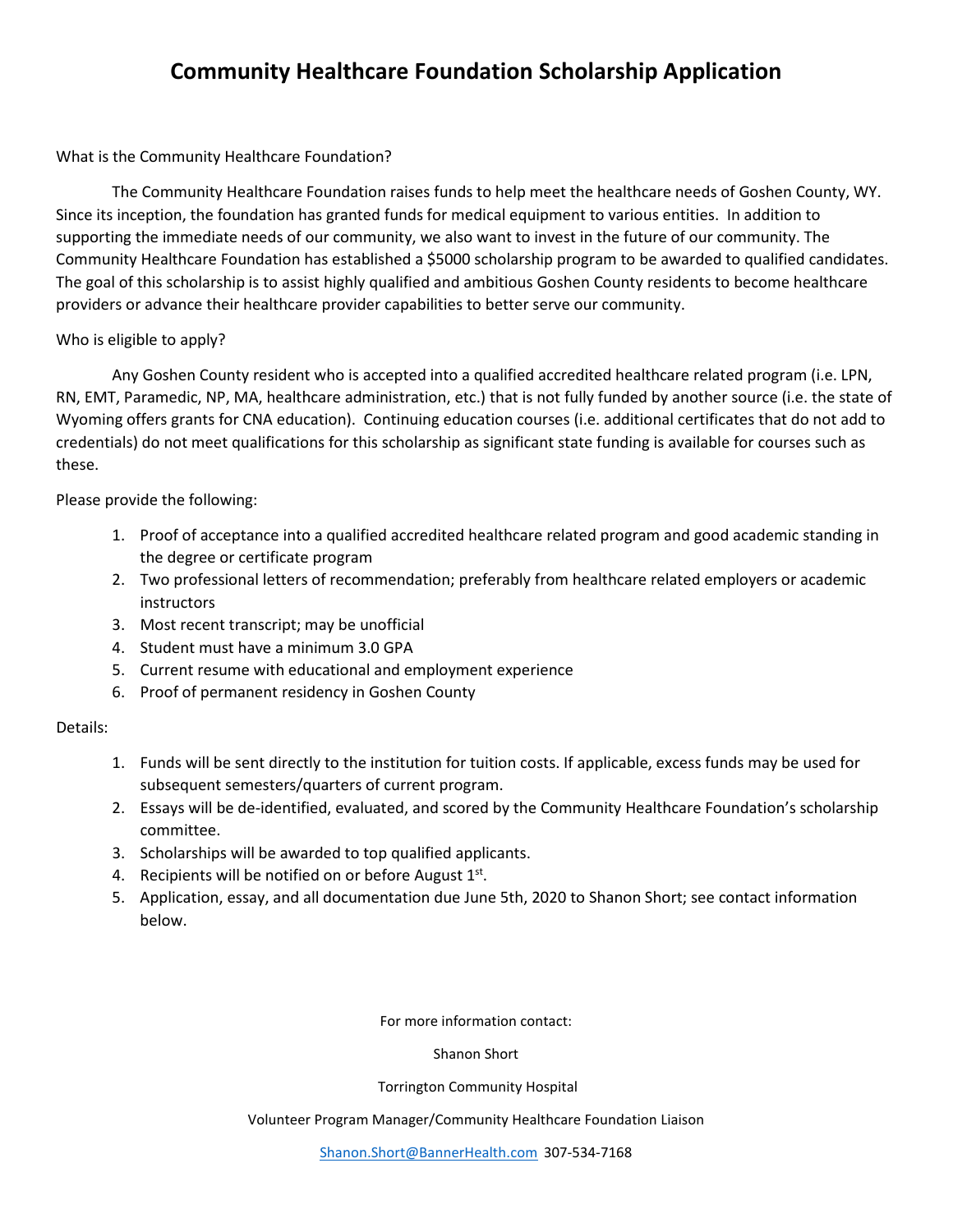# Community Healthcare Foundation Scholarship Application

What is the Community Healthcare Foundation?

The Community Healthcare Foundation raises funds to help meet the healthcare needs of Goshen County, WY. Since its inception, the foundation has granted funds for medical equipment to various entities. In addition to supporting the immediate needs of our community, we also want to invest in the future of our community. The Community Healthcare Foundation has established a $5000 scholarship program to be awarded to qualified candidates. The goal of this scholarship is to assist highly qualified and ambitious Goshen County residents to become healthcare providers or advance their healthcare provider capabilities to better serve our community.

Who is eligible to apply?

Any Goshen County resident who is accepted into a qualified accredited healthcare related program (i.e. LPN, RN, EMT, Paramedic, NP, MA, healthcare administration, etc.) that is not fully funded by another source (i.e. the state of Wyoming offers grants for CNA education). Continuing education courses (i.e. additional certificates that do not add to credentials) do not meet qualifications for this scholarship as significant state funding is available for courses such as these.

Please provide the following:

1. Proof of acceptance into a qualified accredited healthcare related program and good academic standing in the degree or certificate program
2. Two professional letters of recommendation; preferably from healthcare related employers or academic instructors
3. Most recent transcript; may be unofficial
4. Student must have a minimum 3.0 GPA
5. Current resume with educational and employment experience
6. Proof of permanent residency in Goshen County

Details:

1. Funds will be sent directly to the institution for tuition costs. If applicable, excess funds may be used for subsequent semesters/quarters of current program.
2. Essays will be de-identified, evaluated, and scored by the Community Healthcare Foundation's scholarship committee.
3. Scholarships will be awarded to top qualified applicants.
4. Recipients will be notified on or before August 1st.
5. Application, essay, and all documentation due June 5th, 2020 to Shanon Short; see contact information below.

For more information contact:

Shanon Short

Torrington Community Hospital

Volunteer Program Manager/Community Healthcare Foundation Liaison

Shanon.Short@BannerHealth.com 307-534-7168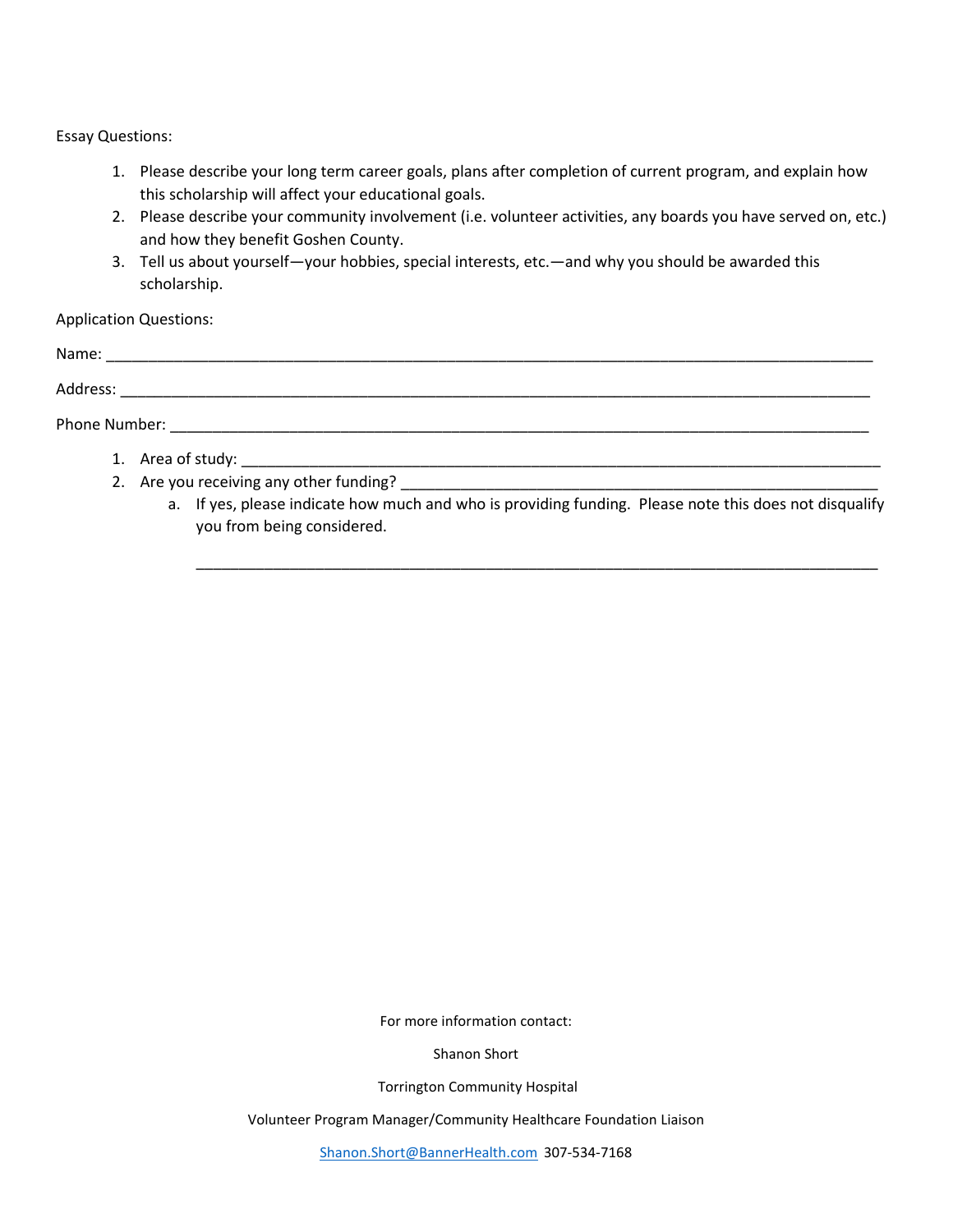Essay Questions:

1. Please describe your long term career goals, plans after completion of current program, and explain how this scholarship will affect your educational goals.
2. Please describe your community involvement (i.e. volunteer activities, any boards you have served on, etc.) and how they benefit Goshen County.
3. Tell us about yourself—your hobbies, special interests, etc.—and why you should be awarded this scholarship.

Application Questions:

Name: ___________________________________________________________________________________________

Address: _________________________________________________________________________________________

Phone Number: ____________________________________________________________________________________

1. Area of study: ____________________________________________________________________________
2. Are you receiving any other funding? ______________________________________________________
   a. If yes, please indicate how much and who is providing funding. Please note this does not disqualify you from being considered.

      _____________________________________________________________________________

For more information contact:

Shanon Short

Torrington Community Hospital

Volunteer Program Manager/Community Healthcare Foundation Liaison

Shanon.Short@BannerHealth.com 307-534-7168